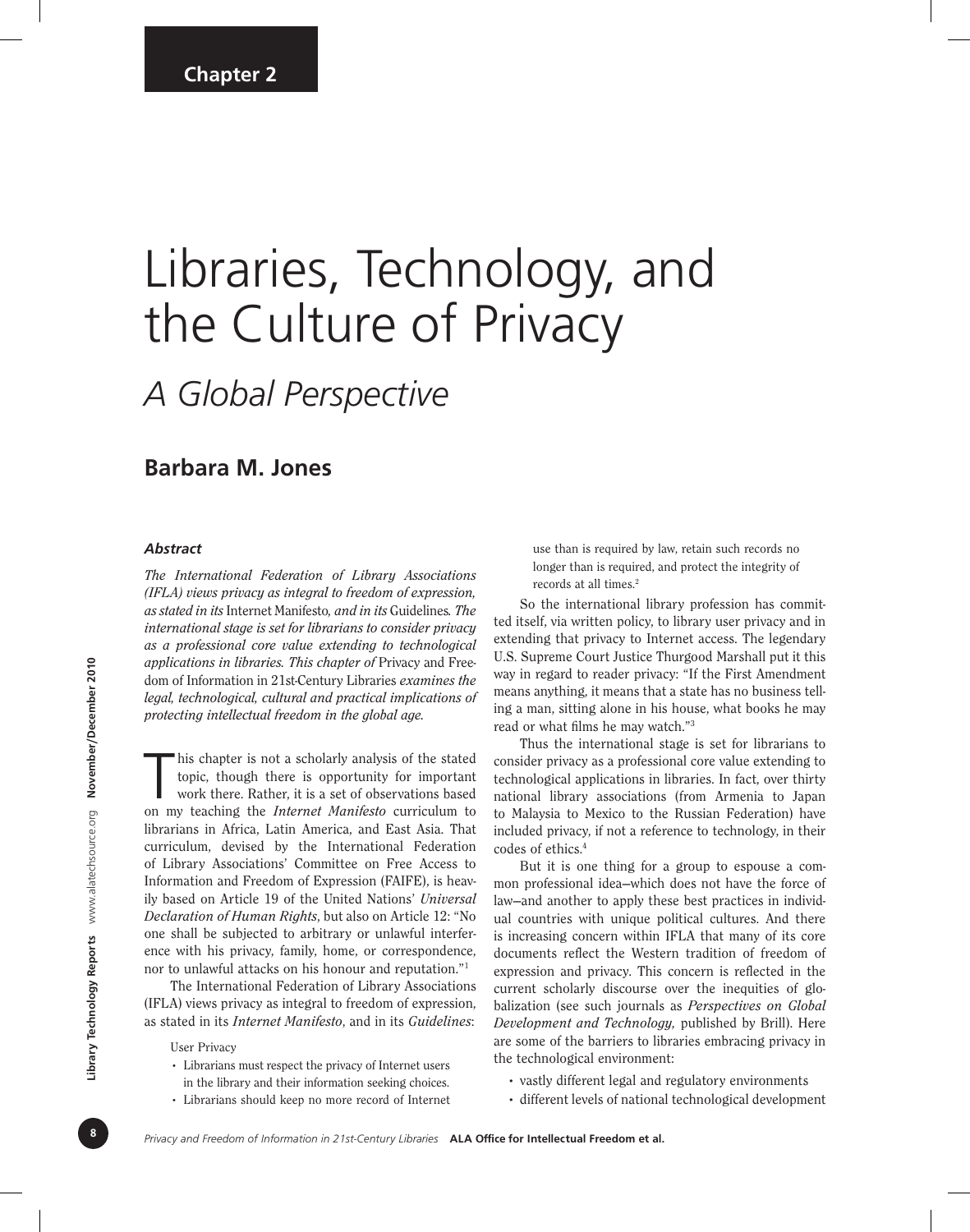Chapter 2

# Libraries, Technology, and the Culture of Privacy

## *A Global Perspective*

**Barbara M. Jones**

### *Abstract*

*The International Federation of Library Associations (IFLA) views privacy as integral to freedom of expression, as stated in its* Internet Manifesto*, and in its* Guidelines*. The international stage is set for librarians to consider privacy as a professional core value extending to technological applications in libraries. This chapter of* Privacy and Freedom of Information in 21st-Century Libraries *examines the legal, technological, cultural and practical implications of protecting intellectual freedom in the global age.*

This chapter is not a scholarly analysis of the stated topic, though there is opportunity for important work there. Rather, it is a set of observations based on my teaching the *Internet Manifesto* curriculum to librarians in Africa, Latin America, and East Asia. That curriculum, devised by the International Federation of Library Associations' Committee on Free Access to Information and Freedom of Expression (FAIFE), is heavily based on Article 19 of the United Nations' *Universal Declaration of Human Rights*, but also on Article 12: "No one shall be subjected to arbitrary or unlawful interference with his privacy, family, home, or correspondence, nor to unlawful attacks on his honour and reputation."[1]

The International Federation of Library Associations (IFLA) views privacy as integral to freedom of expression, as stated in its *Internet Manifesto*, and in its *Guidelines*:

> User Privacy
>
> - Librarians must respect the privacy of Internet users in the library and their information seeking choices.
> - Librarians should keep no more record of Internet use than is required by law, retain such records no longer than is required, and protect the integrity of records at all times.[2]

So the international library profession has committed itself, via written policy, to library user privacy and in extending that privacy to Internet access. The legendary U.S. Supreme Court Justice Thurgood Marshall put it this way in regard to reader privacy: "If the First Amendment means anything, it means that a state has no business telling a man, sitting alone in his house, what books he may read or what films he may watch."[3]

Thus the international stage is set for librarians to consider privacy as a professional core value extending to technological applications in libraries. In fact, over thirty national library associations (from Armenia to Japan to Malaysia to Mexico to the Russian Federation) have included privacy, if not a reference to technology, in their codes of ethics.[4]

But it is one thing for a group to espouse a common professional idea—which does not have the force of law—and another to apply these best practices in individual countries with unique political cultures. And there is increasing concern within IFLA that many of its core documents reflect the Western tradition of freedom of expression and privacy. This concern is reflected in the current scholarly discourse over the inequities of globalization (see such journals as *Perspectives on Global Development and Technology,* published by Brill). Here are some of the barriers to libraries embracing privacy in the technological environment:

- vastly different legal and regulatory environments
- different levels of national technological development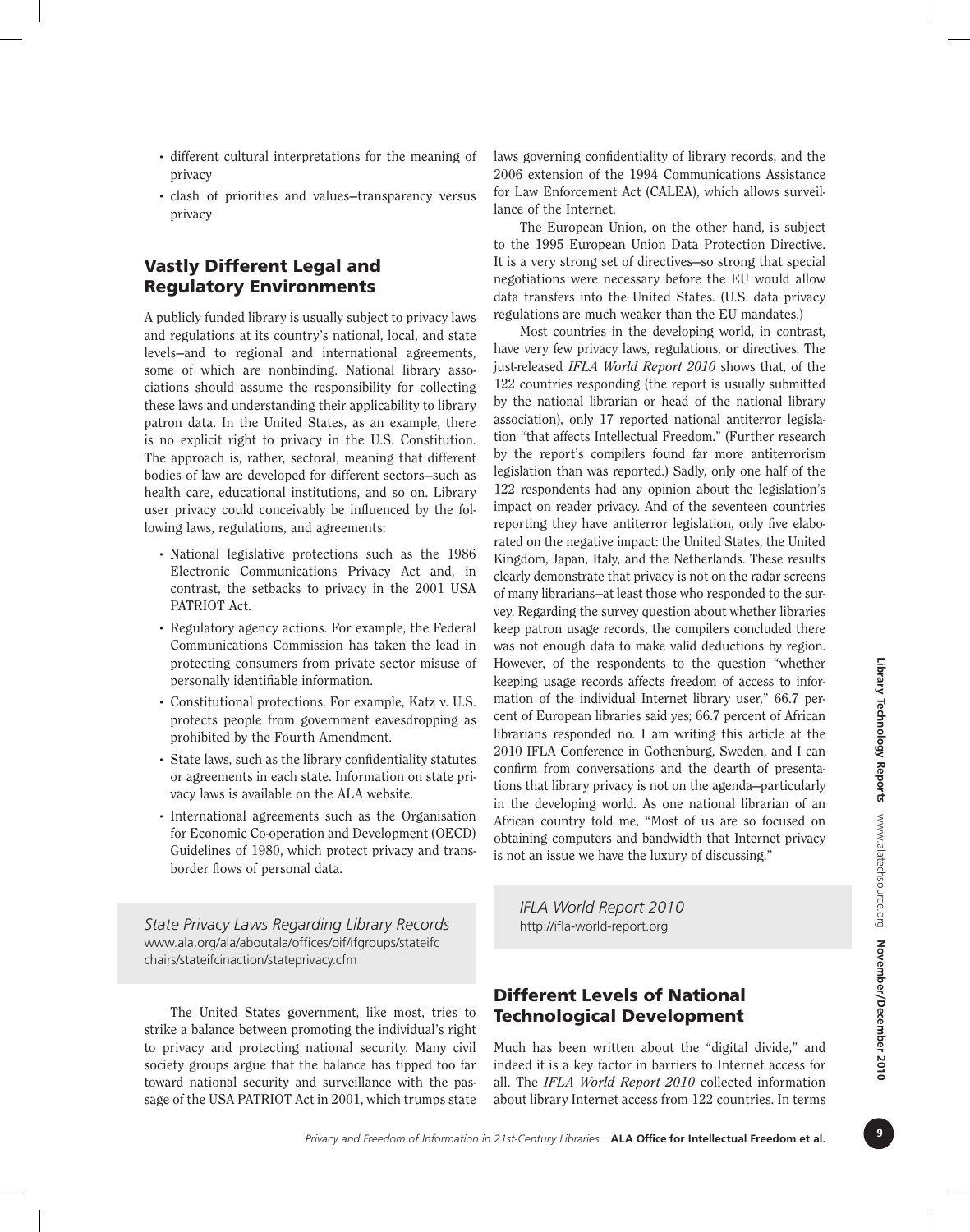- different cultural interpretations for the meaning of privacy
- clash of priorities and values—transparency versus privacy

## Vastly Different Legal and Regulatory Environments

A publicly funded library is usually subject to privacy laws and regulations at its country's national, local, and state levels—and to regional and international agreements, some of which are nonbinding. National library associations should assume the responsibility for collecting these laws and understanding their applicability to library patron data. In the United States, as an example, there is no explicit right to privacy in the U.S. Constitution. The approach is, rather, sectoral, meaning that different bodies of law are developed for different sectors—such as health care, educational institutions, and so on. Library user privacy could conceivably be influenced by the following laws, regulations, and agreements:

- National legislative protections such as the 1986 Electronic Communications Privacy Act and, in contrast, the setbacks to privacy in the 2001 USA PATRIOT Act.
- Regulatory agency actions. For example, the Federal Communications Commission has taken the lead in protecting consumers from private sector misuse of personally identifiable information.
- Constitutional protections. For example, Katz v. U.S. protects people from government eavesdropping as prohibited by the Fourth Amendment.
- State laws, such as the library confidentiality statutes or agreements in each state. Information on state privacy laws is available on the ALA website.
- International agreements such as the Organisation for Economic Co-operation and Development (OECD) Guidelines of 1980, which protect privacy and transborder flows of personal data.

*State Privacy Laws Regarding Library Records*
www.ala.org/ala/aboutala/offices/oif/ifgroups/stateifcchairs/stateifcinaction/stateprivacy.cfm

The United States government, like most, tries to strike a balance between promoting the individual's right to privacy and protecting national security. Many civil society groups argue that the balance has tipped too far toward national security and surveillance with the passage of the USA PATRIOT Act in 2001, which trumps state laws governing confidentiality of library records, and the 2006 extension of the 1994 Communications Assistance for Law Enforcement Act (CALEA), which allows surveillance of the Internet.

The European Union, on the other hand, is subject to the 1995 European Union Data Protection Directive. It is a very strong set of directives—so strong that special negotiations were necessary before the EU would allow data transfers into the United States. (U.S. data privacy regulations are much weaker than the EU mandates.)

Most countries in the developing world, in contrast, have very few privacy laws, regulations, or directives. The just-released *IFLA World Report 2010* shows that, of the 122 countries responding (the report is usually submitted by the national librarian or head of the national library association), only 17 reported national antiterror legislation "that affects Intellectual Freedom." (Further research by the report's compilers found far more antiterrorism legislation than was reported.) Sadly, only one half of the 122 respondents had any opinion about the legislation's impact on reader privacy. And of the seventeen countries reporting they have antiterror legislation, only five elaborated on the negative impact: the United States, the United Kingdom, Japan, Italy, and the Netherlands. These results clearly demonstrate that privacy is not on the radar screens of many librarians—at least those who responded to the survey. Regarding the survey question about whether libraries keep patron usage records, the compilers concluded there was not enough data to make valid deductions by region. However, of the respondents to the question "whether keeping usage records affects freedom of access to information of the individual Internet library user," 66.7 percent of European libraries said yes; 66.7 percent of African librarians responded no. I am writing this article at the 2010 IFLA Conference in Gothenburg, Sweden, and I can confirm from conversations and the dearth of presentations that library privacy is not on the agenda—particularly in the developing world. As one national librarian of an African country told me, "Most of us are so focused on obtaining computers and bandwidth that Internet privacy is not an issue we have the luxury of discussing."

*IFLA World Report 2010*
http://ifla-world-report.org

## Different Levels of National Technological Development

Much has been written about the "digital divide," and indeed it is a key factor in barriers to Internet access for all. The *IFLA World Report 2010* collected information about library Internet access from 122 countries. In terms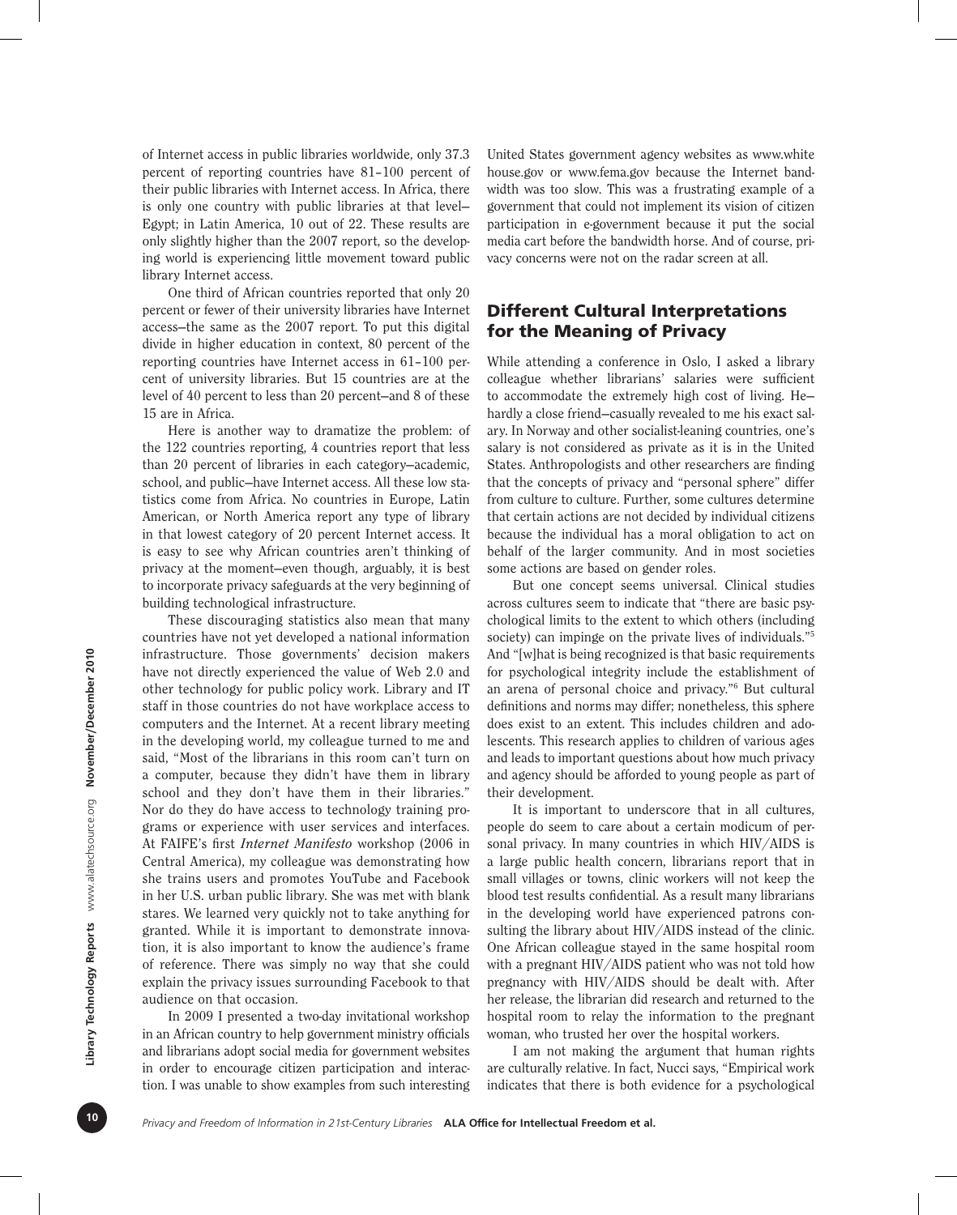of Internet access in public libraries worldwide, only 37.3 percent of reporting countries have 81–100 percent of their public libraries with Internet access. In Africa, there is only one country with public libraries at that level—Egypt; in Latin America, 10 out of 22. These results are only slightly higher than the 2007 report, so the developing world is experiencing little movement toward public library Internet access.

One third of African countries reported that only 20 percent or fewer of their university libraries have Internet access—the same as the 2007 report. To put this digital divide in higher education in context, 80 percent of the reporting countries have Internet access in 61–100 percent of university libraries. But 15 countries are at the level of 40 percent to less than 20 percent—and 8 of these 15 are in Africa.

Here is another way to dramatize the problem: of the 122 countries reporting, 4 countries report that less than 20 percent of libraries in each category—academic, school, and public—have Internet access. All these low statistics come from Africa. No countries in Europe, Latin American, or North America report any type of library in that lowest category of 20 percent Internet access. It is easy to see why African countries aren't thinking of privacy at the moment—even though, arguably, it is best to incorporate privacy safeguards at the very beginning of building technological infrastructure.

These discouraging statistics also mean that many countries have not yet developed a national information infrastructure. Those governments' decision makers have not directly experienced the value of Web 2.0 and other technology for public policy work. Library and IT staff in those countries do not have workplace access to computers and the Internet. At a recent library meeting in the developing world, my colleague turned to me and said, "Most of the librarians in this room can't turn on a computer, because they didn't have them in library school and they don't have them in their libraries." Nor do they do have access to technology training programs or experience with user services and interfaces. At FAIFE's first *Internet Manifesto* workshop (2006 in Central America), my colleague was demonstrating how she trains users and promotes YouTube and Facebook in her U.S. urban public library. She was met with blank stares. We learned very quickly not to take anything for granted. While it is important to demonstrate innovation, it is also important to know the audience's frame of reference. There was simply no way that she could explain the privacy issues surrounding Facebook to that audience on that occasion.

In 2009 I presented a two-day invitational workshop in an African country to help government ministry officials and librarians adopt social media for government websites in order to encourage citizen participation and interaction. I was unable to show examples from such interesting United States government agency websites as www.whitehouse.gov or www.fema.gov because the Internet bandwidth was too slow. This was a frustrating example of a government that could not implement its vision of citizen participation in e-government because it put the social media cart before the bandwidth horse. And of course, privacy concerns were not on the radar screen at all.

## Different Cultural Interpretations for the Meaning of Privacy

While attending a conference in Oslo, I asked a library colleague whether librarians' salaries were sufficient to accommodate the extremely high cost of living. He—hardly a close friend—casually revealed to me his exact salary. In Norway and other socialist-leaning countries, one's salary is not considered as private as it is in the United States. Anthropologists and other researchers are finding that the concepts of privacy and "personal sphere" differ from culture to culture. Further, some cultures determine that certain actions are not decided by individual citizens because the individual has a moral obligation to act on behalf of the larger community. And in most societies some actions are based on gender roles.

But one concept seems universal. Clinical studies across cultures seem to indicate that "there are basic psychological limits to the extent to which others (including society) can impinge on the private lives of individuals."[5] And "[w]hat is being recognized is that basic requirements for psychological integrity include the establishment of an arena of personal choice and privacy."[6] But cultural definitions and norms may differ; nonetheless, this sphere does exist to an extent. This includes children and adolescents. This research applies to children of various ages and leads to important questions about how much privacy and agency should be afforded to young people as part of their development.

It is important to underscore that in all cultures, people do seem to care about a certain modicum of personal privacy. In many countries in which HIV/AIDS is a large public health concern, librarians report that in small villages or towns, clinic workers will not keep the blood test results confidential. As a result many librarians in the developing world have experienced patrons consulting the library about HIV/AIDS instead of the clinic. One African colleague stayed in the same hospital room with a pregnant HIV/AIDS patient who was not told how pregnancy with HIV/AIDS should be dealt with. After her release, the librarian did research and returned to the hospital room to relay the information to the pregnant woman, who trusted her over the hospital workers.

I am not making the argument that human rights are culturally relative. In fact, Nucci says, "Empirical work indicates that there is both evidence for a psychological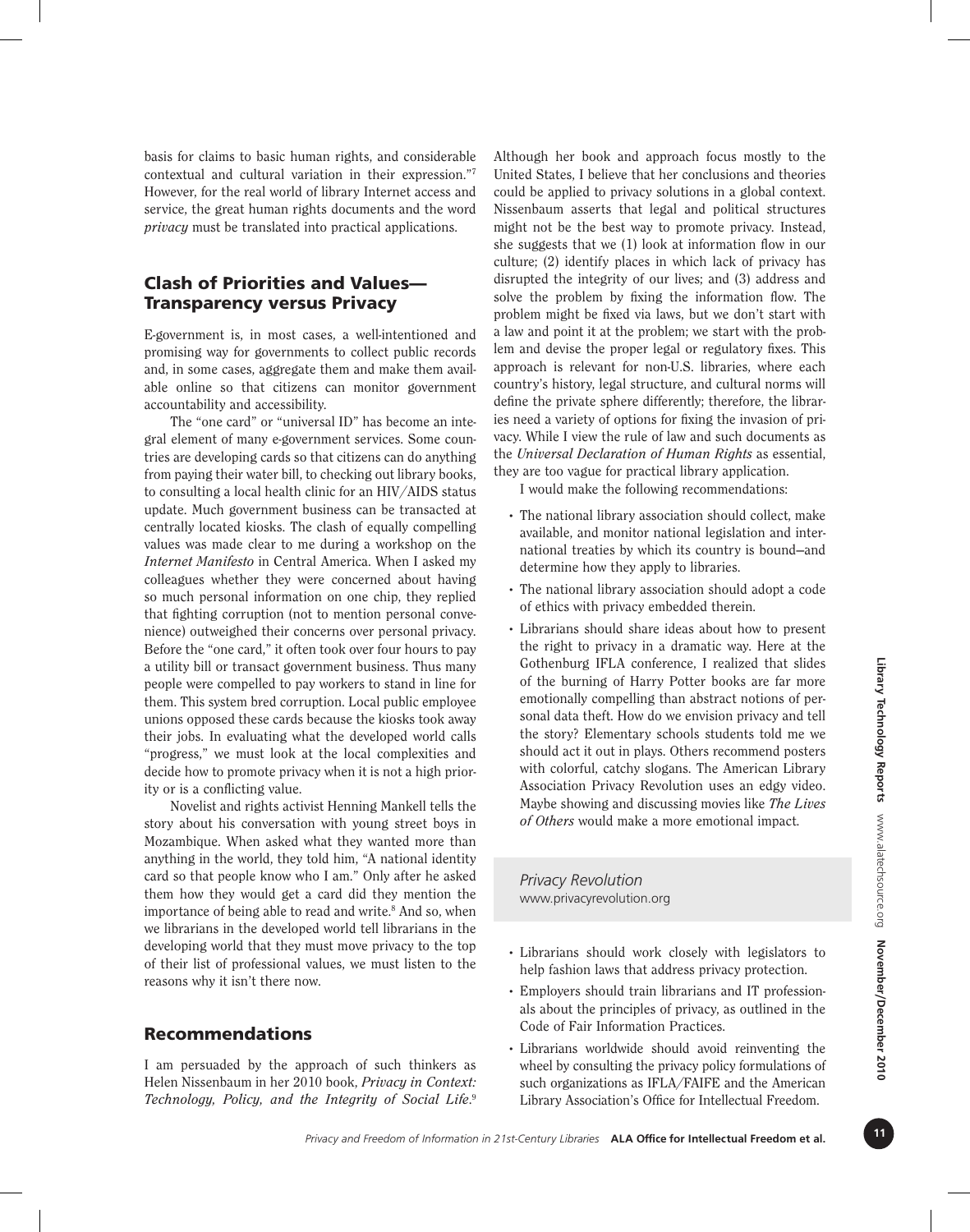basis for claims to basic human rights, and considerable contextual and cultural variation in their expression."[7] However, for the real world of library Internet access and service, the great human rights documents and the word *privacy* must be translated into practical applications.

## Clash of Priorities and Values—Transparency versus Privacy

E-government is, in most cases, a well-intentioned and promising way for governments to collect public records and, in some cases, aggregate them and make them available online so that citizens can monitor government accountability and accessibility.

The "one card" or "universal ID" has become an integral element of many e-government services. Some countries are developing cards so that citizens can do anything from paying their water bill, to checking out library books, to consulting a local health clinic for an HIV/AIDS status update. Much government business can be transacted at centrally located kiosks. The clash of equally compelling values was made clear to me during a workshop on the *Internet Manifesto* in Central America. When I asked my colleagues whether they were concerned about having so much personal information on one chip, they replied that fighting corruption (not to mention personal convenience) outweighed their concerns over personal privacy. Before the "one card," it often took over four hours to pay a utility bill or transact government business. Thus many people were compelled to pay workers to stand in line for them. This system bred corruption. Local public employee unions opposed these cards because the kiosks took away their jobs. In evaluating what the developed world calls "progress," we must look at the local complexities and decide how to promote privacy when it is not a high priority or is a conflicting value.

Novelist and rights activist Henning Mankell tells the story about his conversation with young street boys in Mozambique. When asked what they wanted more than anything in the world, they told him, "A national identity card so that people know who I am." Only after he asked them how they would get a card did they mention the importance of being able to read and write.[8] And so, when we librarians in the developed world tell librarians in the developing world that they must move privacy to the top of their list of professional values, we must listen to the reasons why it isn't there now.

## Recommendations

I am persuaded by the approach of such thinkers as Helen Nissenbaum in her 2010 book, *Privacy in Context: Technology, Policy, and the Integrity of Social Life*.[9] Although her book and approach focus mostly to the United States, I believe that her conclusions and theories could be applied to privacy solutions in a global context. Nissenbaum asserts that legal and political structures might not be the best way to promote privacy. Instead, she suggests that we (1) look at information flow in our culture; (2) identify places in which lack of privacy has disrupted the integrity of our lives; and (3) address and solve the problem by fixing the information flow. The problem might be fixed via laws, but we don't start with a law and point it at the problem; we start with the problem and devise the proper legal or regulatory fixes. This approach is relevant for non-U.S. libraries, where each country's history, legal structure, and cultural norms will define the private sphere differently; therefore, the libraries need a variety of options for fixing the invasion of privacy. While I view the rule of law and such documents as the *Universal Declaration of Human Rights* as essential, they are too vague for practical library application.

I would make the following recommendations:

- The national library association should collect, make available, and monitor national legislation and international treaties by which its country is bound—and determine how they apply to libraries.
- The national library association should adopt a code of ethics with privacy embedded therein.
- Librarians should share ideas about how to present the right to privacy in a dramatic way. Here at the Gothenburg IFLA conference, I realized that slides of the burning of Harry Potter books are far more emotionally compelling than abstract notions of personal data theft. How do we envision privacy and tell the story? Elementary schools students told me we should act it out in plays. Others recommend posters with colorful, catchy slogans. The American Library Association Privacy Revolution uses an edgy video. Maybe showing and discussing movies like *The Lives of Others* would make a more emotional impact.

*Privacy Revolution*
www.privacyrevolution.org

- Librarians should work closely with legislators to help fashion laws that address privacy protection.
- Employers should train librarians and IT professionals about the principles of privacy, as outlined in the Code of Fair Information Practices.
- Librarians worldwide should avoid reinventing the wheel by consulting the privacy policy formulations of such organizations as IFLA/FAIFE and the American Library Association's Office for Intellectual Freedom.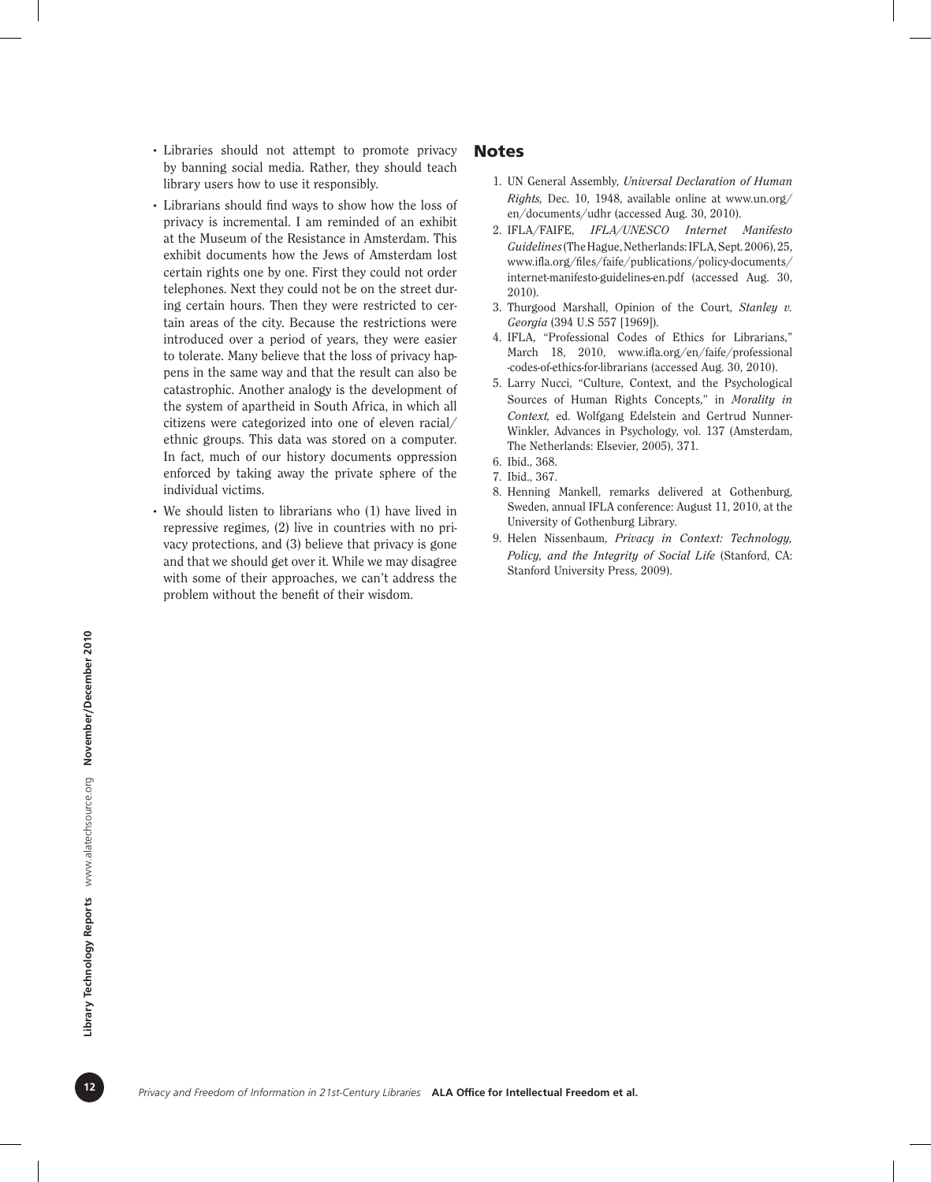- Libraries should not attempt to promote privacy by banning social media. Rather, they should teach library users how to use it responsibly.
- Librarians should find ways to show how the loss of privacy is incremental. I am reminded of an exhibit at the Museum of the Resistance in Amsterdam. This exhibit documents how the Jews of Amsterdam lost certain rights one by one. First they could not order telephones. Next they could not be on the street during certain hours. Then they were restricted to certain areas of the city. Because the restrictions were introduced over a period of years, they were easier to tolerate. Many believe that the loss of privacy happens in the same way and that the result can also be catastrophic. Another analogy is the development of the system of apartheid in South Africa, in which all citizens were categorized into one of eleven racial/ethnic groups. This data was stored on a computer. In fact, much of our history documents oppression enforced by taking away the private sphere of the individual victims.
- We should listen to librarians who (1) have lived in repressive regimes, (2) live in countries with no privacy protections, and (3) believe that privacy is gone and that we should get over it. While we may disagree with some of their approaches, we can't address the problem without the benefit of their wisdom.

## Notes

1. UN General Assembly, *Universal Declaration of Human Rights*, Dec. 10, 1948, available online at www.un.org/en/documents/udhr (accessed Aug. 30, 2010).
2. IFLA/FAIFE, *IFLA/UNESCO Internet Manifesto Guidelines* (The Hague, Netherlands: IFLA, Sept. 2006), 25, www.ifla.org/files/faife/publications/policy-documents/internet-manifesto-guidelines-en.pdf (accessed Aug. 30, 2010).
3. Thurgood Marshall, Opinion of the Court, *Stanley v. Georgia* (394 U.S 557 [1969]).
4. IFLA, "Professional Codes of Ethics for Librarians," March 18, 2010, www.ifla.org/en/faife/professional-codes-of-ethics-for-librarians (accessed Aug. 30, 2010).
5. Larry Nucci, "Culture, Context, and the Psychological Sources of Human Rights Concepts," in *Morality in Context*, ed. Wolfgang Edelstein and Gertrud Nunner-Winkler, Advances in Psychology, vol. 137 (Amsterdam, The Netherlands: Elsevier, 2005), 371.
6. Ibid., 368.
7. Ibid., 367.
8. Henning Mankell, remarks delivered at Gothenburg, Sweden, annual IFLA conference: August 11, 2010, at the University of Gothenburg Library.
9. Helen Nissenbaum, *Privacy in Context: Technology, Policy, and the Integrity of Social Life* (Stanford, CA: Stanford University Press, 2009).